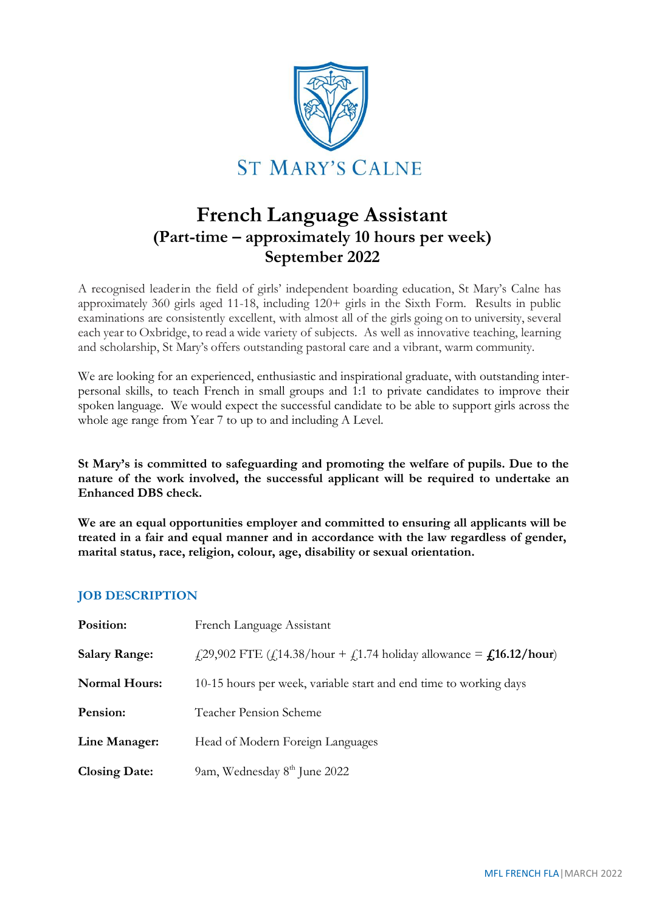ST MARY'S CALNE

# French Language Assistant
## (Part-time – approximately 10 hours per week)
## September 2022

A recognised leader in the field of girls' independent boarding education, St Mary's Calne has approximately 360 girls aged 11-18, including 120+ girls in the Sixth Form. Results in public examinations are consistently excellent, with almost all of the girls going on to university, several each year to Oxbridge, to read a wide variety of subjects. As well as innovative teaching, learning and scholarship, St Mary's offers outstanding pastoral care and a vibrant, warm community.

We are looking for an experienced, enthusiastic and inspirational graduate, with outstanding inter-personal skills, to teach French in small groups and 1:1 to private candidates to improve their spoken language. We would expect the successful candidate to be able to support girls across the whole age range from Year 7 to up to and including A Level.

**St Mary's is committed to safeguarding and promoting the welfare of pupils. Due to the nature of the work involved, the successful applicant will be required to undertake an Enhanced DBS check.**

**We are an equal opportunities employer and committed to ensuring all applicants will be treated in a fair and equal manner and in accordance with the law regardless of gender, marital status, race, religion, colour, age, disability or sexual orientation.**

### JOB DESCRIPTION

| | |
|---|---|
| **Position:** | French Language Assistant |
| **Salary Range:** | £29,902 FTE (£14.38/hour + £1.74 holiday allowance = **£16.12/hour**) |
| **Normal Hours:** | 10-15 hours per week, variable start and end time to working days |
| **Pension:** | Teacher Pension Scheme |
| **Line Manager:** | Head of Modern Foreign Languages |
| **Closing Date:** | 9am, Wednesday 8th June 2022 |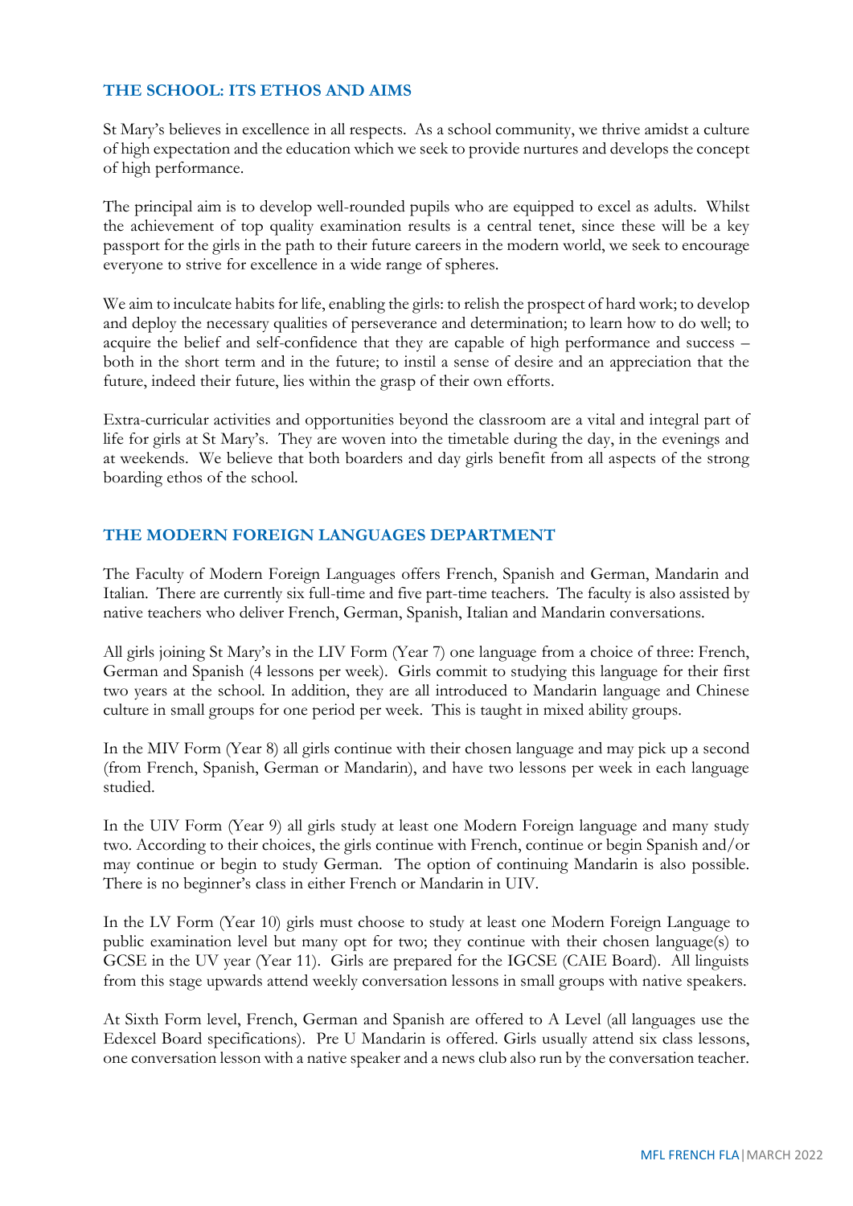## THE SCHOOL: ITS ETHOS AND AIMS

St Mary's believes in excellence in all respects. As a school community, we thrive amidst a culture of high expectation and the education which we seek to provide nurtures and develops the concept of high performance.

The principal aim is to develop well-rounded pupils who are equipped to excel as adults. Whilst the achievement of top quality examination results is a central tenet, since these will be a key passport for the girls in the path to their future careers in the modern world, we seek to encourage everyone to strive for excellence in a wide range of spheres.

We aim to inculcate habits for life, enabling the girls: to relish the prospect of hard work; to develop and deploy the necessary qualities of perseverance and determination; to learn how to do well; to acquire the belief and self-confidence that they are capable of high performance and success – both in the short term and in the future; to instil a sense of desire and an appreciation that the future, indeed their future, lies within the grasp of their own efforts.

Extra-curricular activities and opportunities beyond the classroom are a vital and integral part of life for girls at St Mary's. They are woven into the timetable during the day, in the evenings and at weekends. We believe that both boarders and day girls benefit from all aspects of the strong boarding ethos of the school.

## THE MODERN FOREIGN LANGUAGES DEPARTMENT

The Faculty of Modern Foreign Languages offers French, Spanish and German, Mandarin and Italian. There are currently six full-time and five part-time teachers. The faculty is also assisted by native teachers who deliver French, German, Spanish, Italian and Mandarin conversations.

All girls joining St Mary's in the LIV Form (Year 7) one language from a choice of three: French, German and Spanish (4 lessons per week). Girls commit to studying this language for their first two years at the school. In addition, they are all introduced to Mandarin language and Chinese culture in small groups for one period per week. This is taught in mixed ability groups.

In the MIV Form (Year 8) all girls continue with their chosen language and may pick up a second (from French, Spanish, German or Mandarin), and have two lessons per week in each language studied.

In the UIV Form (Year 9) all girls study at least one Modern Foreign language and many study two. According to their choices, the girls continue with French, continue or begin Spanish and/or may continue or begin to study German. The option of continuing Mandarin is also possible. There is no beginner's class in either French or Mandarin in UIV.

In the LV Form (Year 10) girls must choose to study at least one Modern Foreign Language to public examination level but many opt for two; they continue with their chosen language(s) to GCSE in the UV year (Year 11). Girls are prepared for the IGCSE (CAIE Board). All linguists from this stage upwards attend weekly conversation lessons in small groups with native speakers.

At Sixth Form level, French, German and Spanish are offered to A Level (all languages use the Edexcel Board specifications). Pre U Mandarin is offered. Girls usually attend six class lessons, one conversation lesson with a native speaker and a news club also run by the conversation teacher.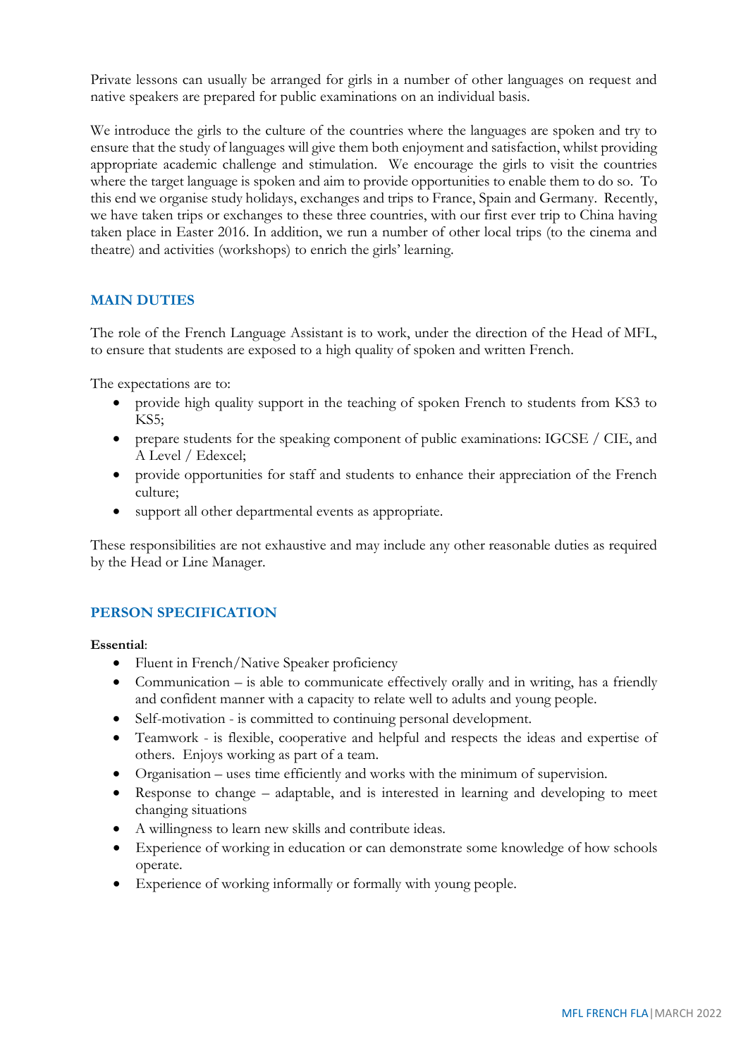Private lessons can usually be arranged for girls in a number of other languages on request and native speakers are prepared for public examinations on an individual basis.

We introduce the girls to the culture of the countries where the languages are spoken and try to ensure that the study of languages will give them both enjoyment and satisfaction, whilst providing appropriate academic challenge and stimulation. We encourage the girls to visit the countries where the target language is spoken and aim to provide opportunities to enable them to do so. To this end we organise study holidays, exchanges and trips to France, Spain and Germany. Recently, we have taken trips or exchanges to these three countries, with our first ever trip to China having taken place in Easter 2016. In addition, we run a number of other local trips (to the cinema and theatre) and activities (workshops) to enrich the girls' learning.

## MAIN DUTIES

The role of the French Language Assistant is to work, under the direction of the Head of MFL, to ensure that students are exposed to a high quality of spoken and written French.

The expectations are to:

- provide high quality support in the teaching of spoken French to students from KS3 to KS5;
- prepare students for the speaking component of public examinations: IGCSE / CIE, and A Level / Edexcel;
- provide opportunities for staff and students to enhance their appreciation of the French culture;
- support all other departmental events as appropriate.

These responsibilities are not exhaustive and may include any other reasonable duties as required by the Head or Line Manager.

## PERSON SPECIFICATION

**Essential**:

- Fluent in French/Native Speaker proficiency
- Communication – is able to communicate effectively orally and in writing, has a friendly and confident manner with a capacity to relate well to adults and young people.
- Self-motivation - is committed to continuing personal development.
- Teamwork - is flexible, cooperative and helpful and respects the ideas and expertise of others. Enjoys working as part of a team.
- Organisation – uses time efficiently and works with the minimum of supervision.
- Response to change – adaptable, and is interested in learning and developing to meet changing situations
- A willingness to learn new skills and contribute ideas.
- Experience of working in education or can demonstrate some knowledge of how schools operate.
- Experience of working informally or formally with young people.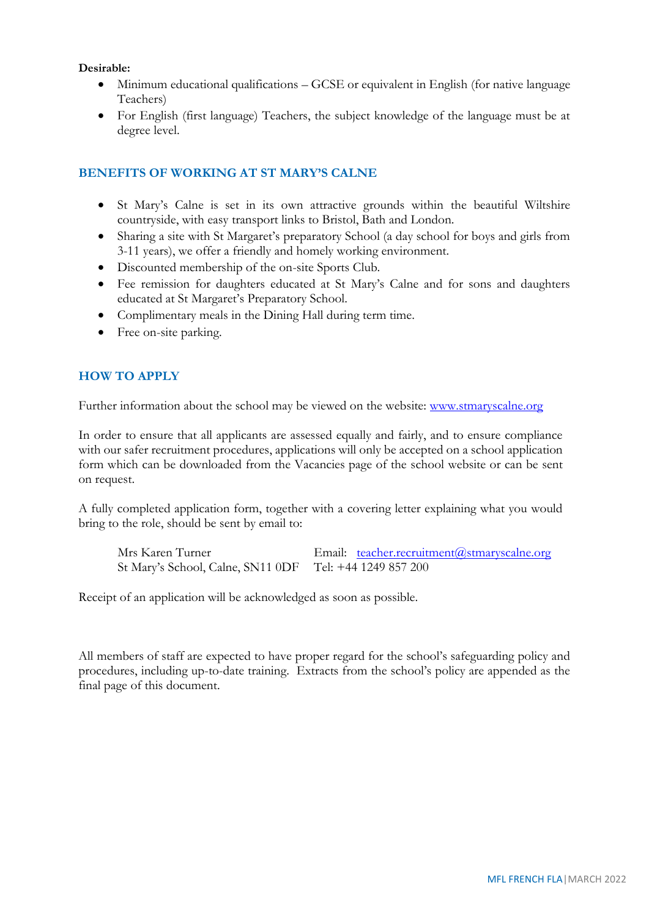**Desirable:**

- Minimum educational qualifications – GCSE or equivalent in English (for native language Teachers)
- For English (first language) Teachers, the subject knowledge of the language must be at degree level.

## BENEFITS OF WORKING AT ST MARY'S CALNE

- St Mary's Calne is set in its own attractive grounds within the beautiful Wiltshire countryside, with easy transport links to Bristol, Bath and London.
- Sharing a site with St Margaret's preparatory School (a day school for boys and girls from 3-11 years), we offer a friendly and homely working environment.
- Discounted membership of the on-site Sports Club.
- Fee remission for daughters educated at St Mary's Calne and for sons and daughters educated at St Margaret's Preparatory School.
- Complimentary meals in the Dining Hall during term time.
- Free on-site parking.

## HOW TO APPLY

Further information about the school may be viewed on the website: www.stmaryscalne.org

In order to ensure that all applicants are assessed equally and fairly, and to ensure compliance with our safer recruitment procedures, applications will only be accepted on a school application form which can be downloaded from the Vacancies page of the school website or can be sent on request.

A fully completed application form, together with a covering letter explaining what you would bring to the role, should be sent by email to:

Mrs Karen Turner
St Mary's School, Calne, SN11 0DF

Email: teacher.recruitment@stmaryscalne.org
Tel: +44 1249 857 200

Receipt of an application will be acknowledged as soon as possible.

All members of staff are expected to have proper regard for the school's safeguarding policy and procedures, including up-to-date training. Extracts from the school's policy are appended as the final page of this document.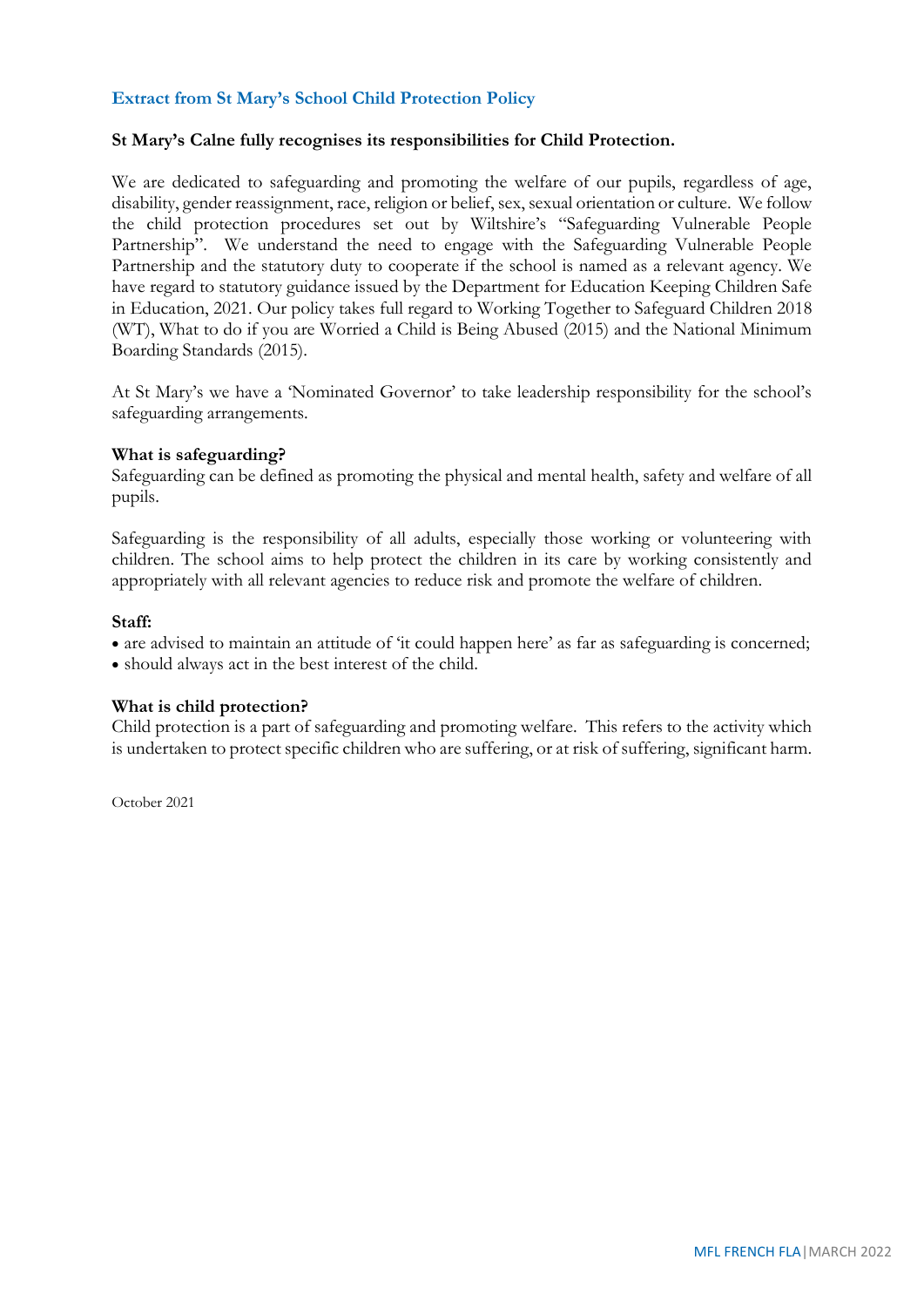## Extract from St Mary's School Child Protection Policy

**St Mary's Calne fully recognises its responsibilities for Child Protection.**

We are dedicated to safeguarding and promoting the welfare of our pupils, regardless of age, disability, gender reassignment, race, religion or belief, sex, sexual orientation or culture. We follow the child protection procedures set out by Wiltshire's "Safeguarding Vulnerable People Partnership". We understand the need to engage with the Safeguarding Vulnerable People Partnership and the statutory duty to cooperate if the school is named as a relevant agency. We have regard to statutory guidance issued by the Department for Education Keeping Children Safe in Education, 2021. Our policy takes full regard to Working Together to Safeguard Children 2018 (WT), What to do if you are Worried a Child is Being Abused (2015) and the National Minimum Boarding Standards (2015).

At St Mary's we have a 'Nominated Governor' to take leadership responsibility for the school's safeguarding arrangements.

**What is safeguarding?**
Safeguarding can be defined as promoting the physical and mental health, safety and welfare of all pupils.

Safeguarding is the responsibility of all adults, especially those working or volunteering with children. The school aims to help protect the children in its care by working consistently and appropriately with all relevant agencies to reduce risk and promote the welfare of children.

**Staff:**

- are advised to maintain an attitude of 'it could happen here' as far as safeguarding is concerned;
- should always act in the best interest of the child.

**What is child protection?**
Child protection is a part of safeguarding and promoting welfare. This refers to the activity which is undertaken to protect specific children who are suffering, or at risk of suffering, significant harm.

October 2021